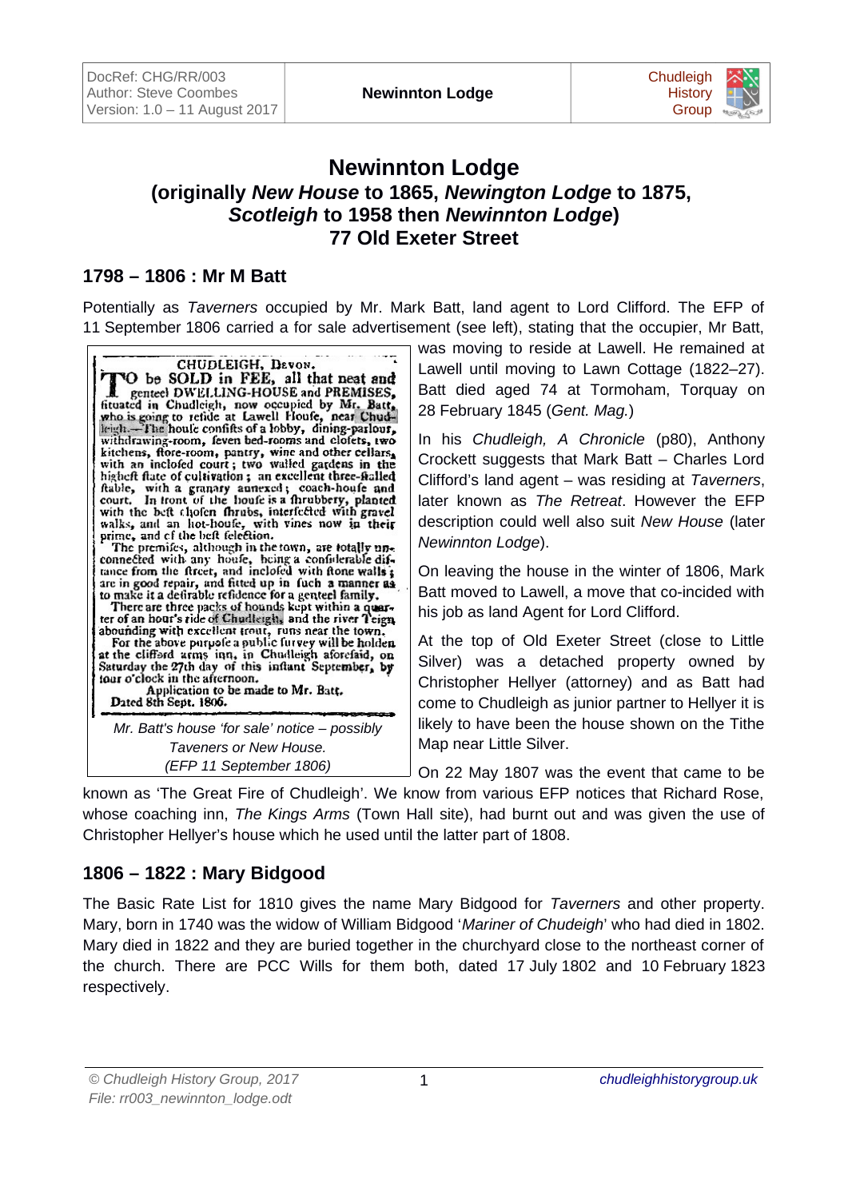# Newinnton Lodge

## (originally *New House* to 1865, *Newington Lodge* to 1875, *Scotleigh* to 1958 then *Newinnton Lodge*)
## 77 Old Exeter Street

## 1798 – 1806 : Mr M Batt

Potentially as *Taverners* occupied by Mr. Mark Batt, land agent to Lord Clifford. The EFP of 11 September 1806 carried a for sale advertisement (see left), stating that the occupier, Mr Batt, was moving to reside at Lawell. He remained at Lawell until moving to Lawn Cottage (1822–27). Batt died aged 74 at Tormoham, Torquay on 28 February 1845 (*Gent. Mag.*)

CHUDLEIGH, DEVON.

TO be SOLD in FEE, all that neat and genteel DWELLING-HOUSE and PREMISES, situated in Chudleigh, now occupied by Mr. Batt, who is going to reside at Lawell House, near Chudleigh.—The house consists of a lobby, dining-parlour, withdrawing-room, seven bed-rooms and closets, two kitchens, store-room, pantry, wine and other cellars, with an inclosed court; two walled gardens in the highest state of cultivation; an excellent three-stalled stable, with a granary annexed; coach-house and court. In front of the house is a shrubbery, planted with the best chosen shrubs, interfected with gravel walks, and an hot-house, with vines now in their prime, and of the best selection.

The premises, although in the town, are totally unconnected with any house, being a considerable distance from the street, and inclosed with stone walls; are in good repair, and fitted up in such a manner as to make it a desirable residence for a genteel family.

There are three packs of hounds kept within a quarter of an hour's ride of Chudleigh, and the river Teign abounding with excellent trout, runs near the town.

For the above purpose a public survey will be holden at the Clifford arms inn, in Chudleigh aforesaid, on Saturday the 27th day of this instant September, by four o'clock in the afternoon.

Application to be made to Mr. Batt.

Dated 8th Sept. 1806.

*Mr. Batt's house 'for sale' notice – possibly Taveners or New House. (EFP 11 September 1806)*

In his *Chudleigh, A Chronicle* (p80), Anthony Crockett suggests that Mark Batt – Charles Lord Clifford's land agent – was residing at *Taverners*, later known as *The Retreat*. However the EFP description could well also suit *New House* (later *Newinnton Lodge*).

On leaving the house in the winter of 1806, Mark Batt moved to Lawell, a move that co-incided with his job as land Agent for Lord Clifford.

At the top of Old Exeter Street (close to Little Silver) was a detached property owned by Christopher Hellyer (attorney) and as Batt had come to Chudleigh as junior partner to Hellyer it is likely to have been the house shown on the Tithe Map near Little Silver.

On 22 May 1807 was the event that came to be known as 'The Great Fire of Chudleigh'. We know from various EFP notices that Richard Rose, whose coaching inn, *The Kings Arms* (Town Hall site), had burnt out and was given the use of Christopher Hellyer's house which he used until the latter part of 1808.

## 1806 – 1822 : Mary Bidgood

The Basic Rate List for 1810 gives the name Mary Bidgood for *Taverners* and other property. Mary, born in 1740 was the widow of William Bidgood '*Mariner of Chudeigh*' who had died in 1802. Mary died in 1822 and they are buried together in the churchyard close to the northeast corner of the church. There are PCC Wills for them both, dated 17 July 1802 and 10 February 1823 respectively.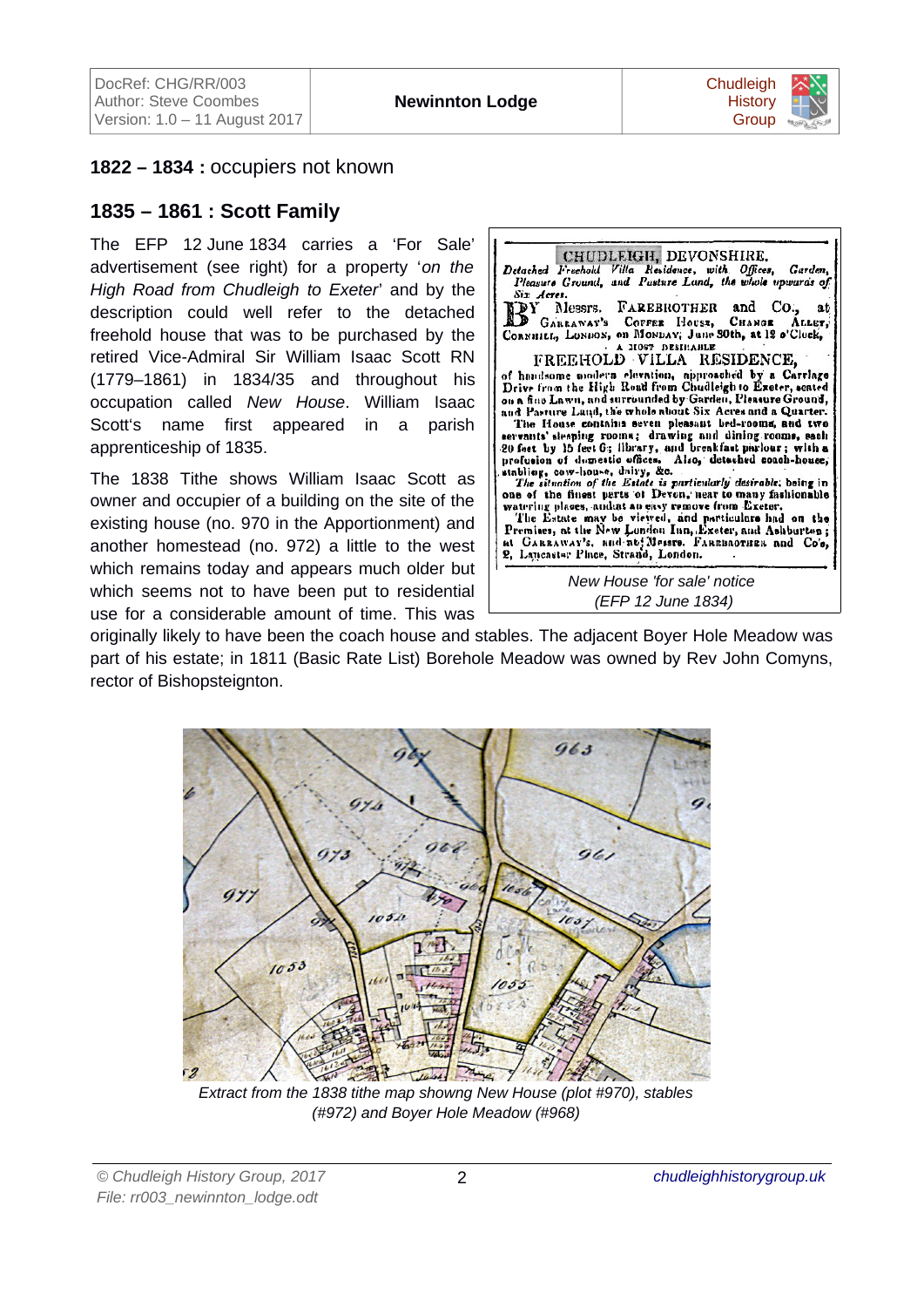## 1822 – 1834 : occupiers not known

## 1835 – 1861 : Scott Family

The EFP 12 June 1834 carries a 'For Sale' advertisement (see right) for a property '*on the High Road from Chudleigh to Exeter*' and by the description could well refer to the detached freehold house that was to be purchased by the retired Vice-Admiral Sir William Isaac Scott RN (1779–1861) in 1834/35 and throughout his occupation called *New House*. William Isaac Scott's name first appeared in a parish apprenticeship of 1835.

CHUDLEIGH, DEVONSHIRE.
*Detached Freehold Villa Residence, with Offices, Garden, Pleasure Ground, and Pasture Land, the whole upwards of Six Acres.*
BY Messrs. FAREBROTHER and Co., at GARRAWAY'S COFFEE HOUSE, CHANGE ALLEY, CORNHILL, LONDON, on MONDAY, June 30th, at 12 o'Clock,
A MOST DESIRABLE
FREEHOLD VILLA RESIDENCE,
of handsome modern elevation, approached by a Carriage Drive from the High Road from Chudleigh to Exeter, seated on a fine Lawn, and surrounded by Garden, Pleasure Ground, and Pasture Land, the whole about Six Acres and a Quarter.
The House contains seven pleasant bed-rooms, and two servants' sleeping rooms; drawing and dining rooms, each 20 feet by 15 feet 6; library, and breakfast parlour; with a profusion of domestic offices. Also, detached coach-house, stabling, cow-house, dairy, &c.
*The situation of the Estate is particularly desirable*; being in one of the finest parts of Devon, near to many fashionable watering places, and at an easy remove from Exeter.
The Estate may be viewed, and particulars had on the Premises, at the New London Inn, Exeter, and Ashburton; at GARRAWAY'S, and at Messrs. FAREBROTHER and Co's, 2, Lancaster Place, Strand, London.

*New House 'for sale' notice (EFP 12 June 1834)*

The 1838 Tithe shows William Isaac Scott as owner and occupier of a building on the site of the existing house (no. 970 in the Apportionment) and another homestead (no. 972) a little to the west which remains today and appears much older but which seems not to have been put to residential use for a considerable amount of time. This was originally likely to have been the coach house and stables. The adjacent Boyer Hole Meadow was part of his estate; in 1811 (Basic Rate List) Borehole Meadow was owned by Rev John Comyns, rector of Bishopsteignton.

*Extract from the 1838 tithe map showng New House (plot #970), stables (#972) and Boyer Hole Meadow (#968)*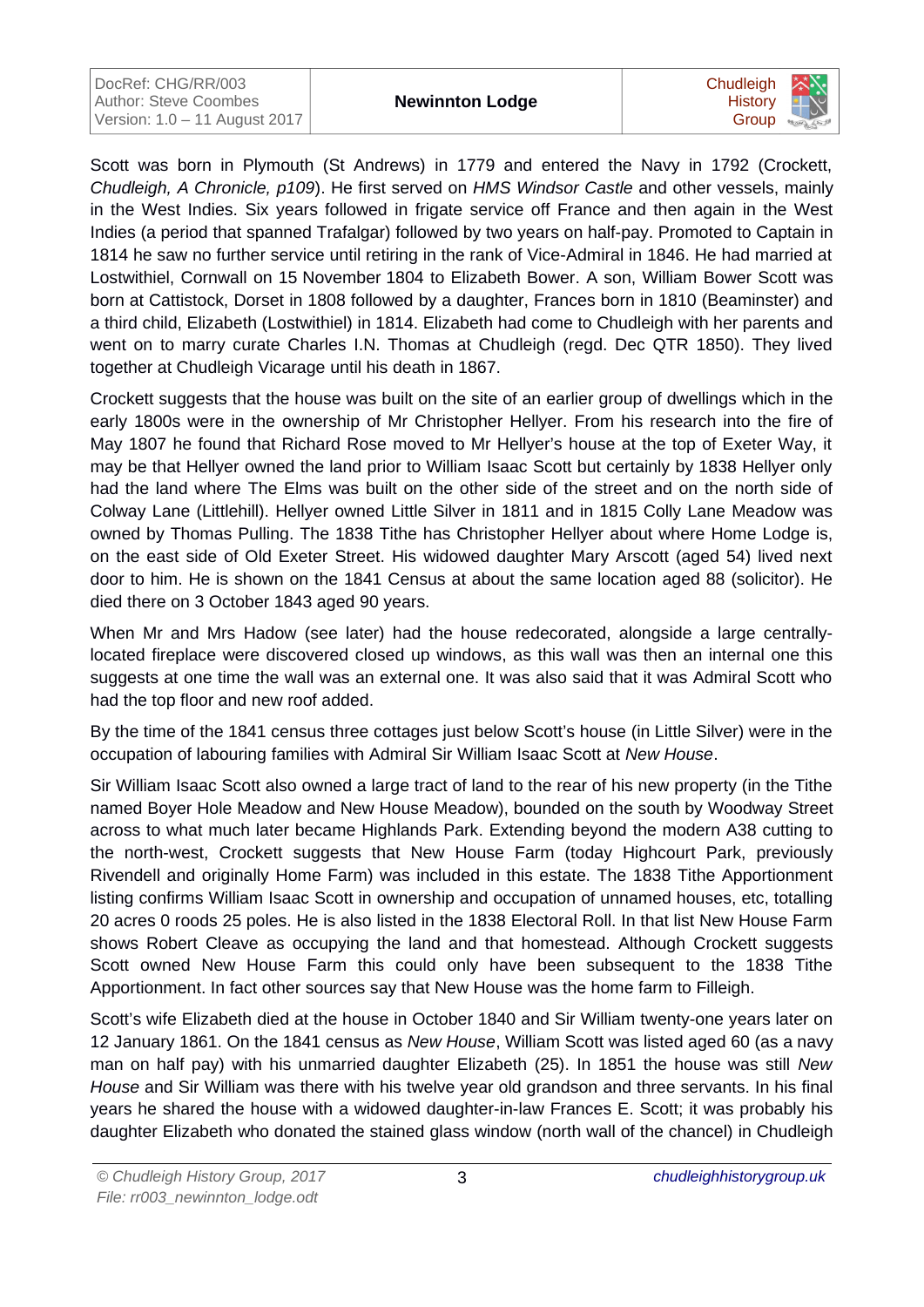Scott was born in Plymouth (St Andrews) in 1779 and entered the Navy in 1792 (Crockett, *Chudleigh, A Chronicle, p109*). He first served on *HMS Windsor Castle* and other vessels, mainly in the West Indies. Six years followed in frigate service off France and then again in the West Indies (a period that spanned Trafalgar) followed by two years on half-pay. Promoted to Captain in 1814 he saw no further service until retiring in the rank of Vice-Admiral in 1846. He had married at Lostwithiel, Cornwall on 15 November 1804 to Elizabeth Bower. A son, William Bower Scott was born at Cattistock, Dorset in 1808 followed by a daughter, Frances born in 1810 (Beaminster) and a third child, Elizabeth (Lostwithiel) in 1814. Elizabeth had come to Chudleigh with her parents and went on to marry curate Charles I.N. Thomas at Chudleigh (regd. Dec QTR 1850). They lived together at Chudleigh Vicarage until his death in 1867.

Crockett suggests that the house was built on the site of an earlier group of dwellings which in the early 1800s were in the ownership of Mr Christopher Hellyer. From his research into the fire of May 1807 he found that Richard Rose moved to Mr Hellyer's house at the top of Exeter Way, it may be that Hellyer owned the land prior to William Isaac Scott but certainly by 1838 Hellyer only had the land where The Elms was built on the other side of the street and on the north side of Colway Lane (Littlehill). Hellyer owned Little Silver in 1811 and in 1815 Colly Lane Meadow was owned by Thomas Pulling. The 1838 Tithe has Christopher Hellyer about where Home Lodge is, on the east side of Old Exeter Street. His widowed daughter Mary Arscott (aged 54) lived next door to him. He is shown on the 1841 Census at about the same location aged 88 (solicitor). He died there on 3 October 1843 aged 90 years.

When Mr and Mrs Hadow (see later) had the house redecorated, alongside a large centrally-located fireplace were discovered closed up windows, as this wall was then an internal one this suggests at one time the wall was an external one. It was also said that it was Admiral Scott who had the top floor and new roof added.

By the time of the 1841 census three cottages just below Scott's house (in Little Silver) were in the occupation of labouring families with Admiral Sir William Isaac Scott at *New House*.

Sir William Isaac Scott also owned a large tract of land to the rear of his new property (in the Tithe named Boyer Hole Meadow and New House Meadow), bounded on the south by Woodway Street across to what much later became Highlands Park. Extending beyond the modern A38 cutting to the north-west, Crockett suggests that New House Farm (today Highcourt Park, previously Rivendell and originally Home Farm) was included in this estate. The 1838 Tithe Apportionment listing confirms William Isaac Scott in ownership and occupation of unnamed houses, etc, totalling 20 acres 0 roods 25 poles. He is also listed in the 1838 Electoral Roll. In that list New House Farm shows Robert Cleave as occupying the land and that homestead. Although Crockett suggests Scott owned New House Farm this could only have been subsequent to the 1838 Tithe Apportionment. In fact other sources say that New House was the home farm to Filleigh.

Scott's wife Elizabeth died at the house in October 1840 and Sir William twenty-one years later on 12 January 1861. On the 1841 census as *New House*, William Scott was listed aged 60 (as a navy man on half pay) with his unmarried daughter Elizabeth (25). In 1851 the house was still *New House* and Sir William was there with his twelve year old grandson and three servants. In his final years he shared the house with a widowed daughter-in-law Frances E. Scott; it was probably his daughter Elizabeth who donated the stained glass window (north wall of the chancel) in Chudleigh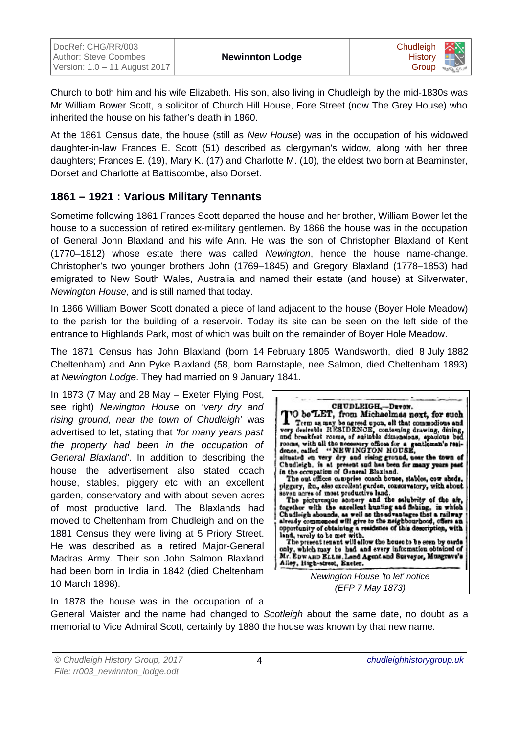Church to both him and his wife Elizabeth. His son, also living in Chudleigh by the mid-1830s was Mr William Bower Scott, a solicitor of Church Hill House, Fore Street (now The Grey House) who inherited the house on his father's death in 1860.

At the 1861 Census date, the house (still as *New House*) was in the occupation of his widowed daughter-in-law Frances E. Scott (51) described as clergyman's widow, along with her three daughters; Frances E. (19), Mary K. (17) and Charlotte M. (10), the eldest two born at Beaminster, Dorset and Charlotte at Battiscombe, also Dorset.

## 1861 – 1921 : Various Military Tennants

Sometime following 1861 Frances Scott departed the house and her brother, William Bower let the house to a succession of retired ex-military gentlemen. By 1866 the house was in the occupation of General John Blaxland and his wife Ann. He was the son of Christopher Blaxland of Kent (1770–1812) whose estate there was called *Newington*, hence the house name-change. Christopher's two younger brothers John (1769–1845) and Gregory Blaxland (1778–1853) had emigrated to New South Wales, Australia and named their estate (and house) at Silverwater, *Newington House*, and is still named that today.

In 1866 William Bower Scott donated a piece of land adjacent to the house (Boyer Hole Meadow) to the parish for the building of a reservoir. Today its site can be seen on the left side of the entrance to Highlands Park, most of which was built on the remainder of Boyer Hole Meadow.

The 1871 Census has John Blaxland (born 14 February 1805 Wandsworth, died 8 July 1882 Cheltenham) and Ann Pyke Blaxland (58, born Barnstaple, nee Salmon, died Cheltenham 1893) at *Newington Lodge*. They had married on 9 January 1841.

In 1873 (7 May and 28 May – Exeter Flying Post, see right) *Newington House* on '*very dry and rising ground, near the town of Chudleigh*' was advertised to let, stating that *'for many years past the property had been in the occupation of General Blaxland'*. In addition to describing the house the advertisement also stated coach house, stables, piggery etc with an excellent garden, conservatory and with about seven acres of most productive land. The Blaxlands had moved to Cheltenham from Chudleigh and on the 1881 Census they were living at 5 Priory Street. He was described as a retired Major-General Madras Army. Their son John Salmon Blaxland had been born in India in 1842 (died Cheltenham 10 March 1898).

> **CHUDLEIGH,—DEVON.**
>
> TO be LET, from Michaelmas next, for such Term as may be agreed upon, all that commodious and very desirable RESIDENCE, containing drawing, dining, and breakfast rooms, of suitable dimensions, spacious bed rooms, with all the necessary offices for a gentleman's residence, called "NEWINGTON HOUSE," situated on very dry and rising ground, near the town of Chudleigh, is at present and has been for many years past in the occupation of General Blaxland.
>
> The out offices comprise coach house, stables, cow sheds, piggery, &c., also excellent garden, conservatory, with about seven acres of most productive land.
>
> The picturesque scenery and the salubrity of the air, together with the excellent hunting and fishing, in which Chudleigh abounds, as well as the advantages that a railway already commenced will give to the neighbourhood, offers an opportunity of obtaining a residence of this description, with land, rarely to be met with.
>
> The present tenant will allow the house to be seen by cards only, which may be had and every information obtained of Mr. EDWARD ELLIS, Land Agent and Surveyor, Musgrave's Alley, High-street, Exeter.

*Newington House 'to let' notice (EFP 7 May 1873)*

In 1878 the house was in the occupation of a General Maister and the name had changed to *Scotleigh* about the same date, no doubt as a memorial to Vice Admiral Scott, certainly by 1880 the house was known by that new name.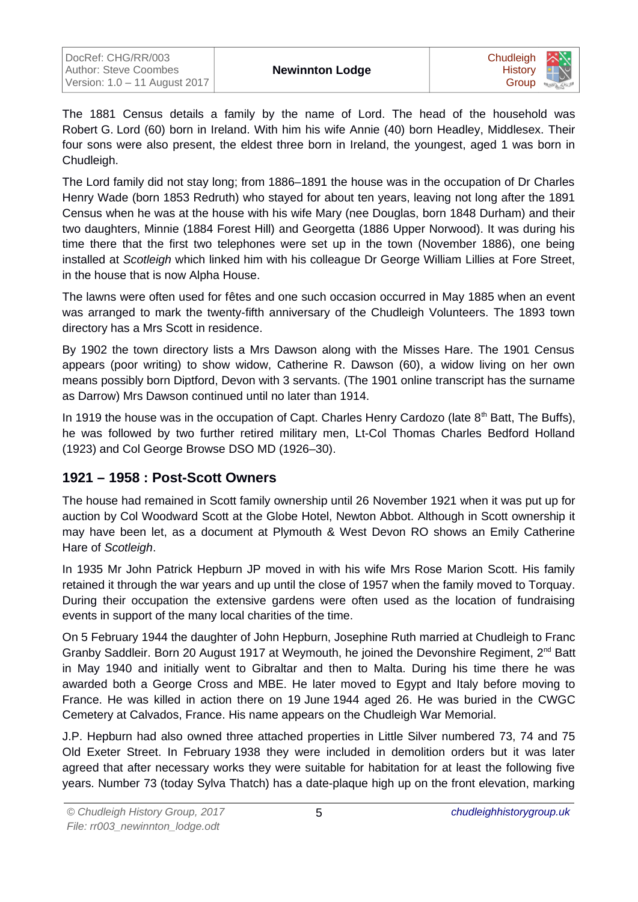The 1881 Census details a family by the name of Lord. The head of the household was Robert G. Lord (60) born in Ireland. With him his wife Annie (40) born Headley, Middlesex. Their four sons were also present, the eldest three born in Ireland, the youngest, aged 1 was born in Chudleigh.

The Lord family did not stay long; from 1886–1891 the house was in the occupation of Dr Charles Henry Wade (born 1853 Redruth) who stayed for about ten years, leaving not long after the 1891 Census when he was at the house with his wife Mary (nee Douglas, born 1848 Durham) and their two daughters, Minnie (1884 Forest Hill) and Georgetta (1886 Upper Norwood). It was during his time there that the first two telephones were set up in the town (November 1886), one being installed at *Scotleigh* which linked him with his colleague Dr George William Lillies at Fore Street, in the house that is now Alpha House.

The lawns were often used for fêtes and one such occasion occurred in May 1885 when an event was arranged to mark the twenty-fifth anniversary of the Chudleigh Volunteers. The 1893 town directory has a Mrs Scott in residence.

By 1902 the town directory lists a Mrs Dawson along with the Misses Hare. The 1901 Census appears (poor writing) to show widow, Catherine R. Dawson (60), a widow living on her own means possibly born Diptford, Devon with 3 servants. (The 1901 online transcript has the surname as Darrow) Mrs Dawson continued until no later than 1914.

In 1919 the house was in the occupation of Capt. Charles Henry Cardozo (late 8th Batt, The Buffs), he was followed by two further retired military men, Lt-Col Thomas Charles Bedford Holland (1923) and Col George Browse DSO MD (1926–30).

## 1921 – 1958 : Post-Scott Owners

The house had remained in Scott family ownership until 26 November 1921 when it was put up for auction by Col Woodward Scott at the Globe Hotel, Newton Abbot. Although in Scott ownership it may have been let, as a document at Plymouth & West Devon RO shows an Emily Catherine Hare of *Scotleigh*.

In 1935 Mr John Patrick Hepburn JP moved in with his wife Mrs Rose Marion Scott. His family retained it through the war years and up until the close of 1957 when the family moved to Torquay. During their occupation the extensive gardens were often used as the location of fundraising events in support of the many local charities of the time.

On 5 February 1944 the daughter of John Hepburn, Josephine Ruth married at Chudleigh to Franc Granby Saddleir. Born 20 August 1917 at Weymouth, he joined the Devonshire Regiment, 2nd Batt in May 1940 and initially went to Gibraltar and then to Malta. During his time there he was awarded both a George Cross and MBE. He later moved to Egypt and Italy before moving to France. He was killed in action there on 19 June 1944 aged 26. He was buried in the CWGC Cemetery at Calvados, France. His name appears on the Chudleigh War Memorial.

J.P. Hepburn had also owned three attached properties in Little Silver numbered 73, 74 and 75 Old Exeter Street. In February 1938 they were included in demolition orders but it was later agreed that after necessary works they were suitable for habitation for at least the following five years. Number 73 (today Sylva Thatch) has a date-plaque high up on the front elevation, marking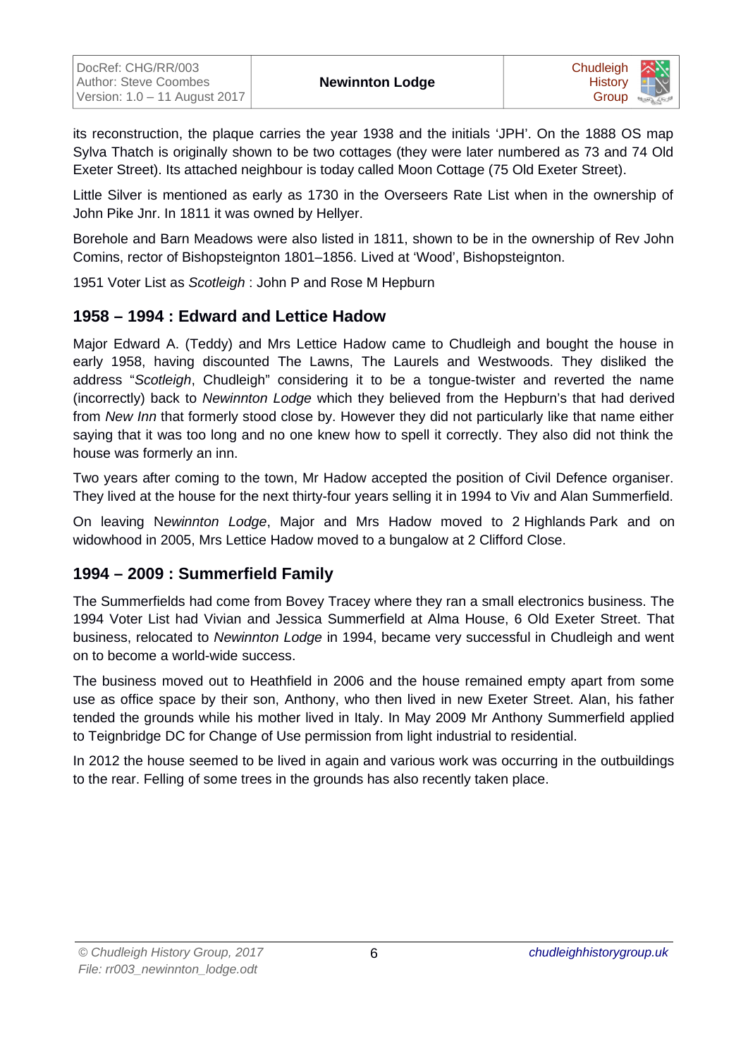its reconstruction, the plaque carries the year 1938 and the initials 'JPH'. On the 1888 OS map Sylva Thatch is originally shown to be two cottages (they were later numbered as 73 and 74 Old Exeter Street). Its attached neighbour is today called Moon Cottage (75 Old Exeter Street).

Little Silver is mentioned as early as 1730 in the Overseers Rate List when in the ownership of John Pike Jnr. In 1811 it was owned by Hellyer.

Borehole and Barn Meadows were also listed in 1811, shown to be in the ownership of Rev John Comins, rector of Bishopsteignton 1801–1856. Lived at 'Wood', Bishopsteignton.

1951 Voter List as *Scotleigh* : John P and Rose M Hepburn

## 1958 – 1994 : Edward and Lettice Hadow

Major Edward A. (Teddy) and Mrs Lettice Hadow came to Chudleigh and bought the house in early 1958, having discounted The Lawns, The Laurels and Westwoods. They disliked the address "*Scotleigh*, Chudleigh" considering it to be a tongue-twister and reverted the name (incorrectly) back to *Newinnton Lodge* which they believed from the Hepburn's that had derived from *New Inn* that formerly stood close by. However they did not particularly like that name either saying that it was too long and no one knew how to spell it correctly. They also did not think the house was formerly an inn.

Two years after coming to the town, Mr Hadow accepted the position of Civil Defence organiser. They lived at the house for the next thirty-four years selling it in 1994 to Viv and Alan Summerfield.

On leaving N*ewinnton Lodge*, Major and Mrs Hadow moved to 2 Highlands Park and on widowhood in 2005, Mrs Lettice Hadow moved to a bungalow at 2 Clifford Close.

## 1994 – 2009 : Summerfield Family

The Summerfields had come from Bovey Tracey where they ran a small electronics business. The 1994 Voter List had Vivian and Jessica Summerfield at Alma House, 6 Old Exeter Street. That business, relocated to *Newinnton Lodge* in 1994, became very successful in Chudleigh and went on to become a world-wide success.

The business moved out to Heathfield in 2006 and the house remained empty apart from some use as office space by their son, Anthony, who then lived in new Exeter Street. Alan, his father tended the grounds while his mother lived in Italy. In May 2009 Mr Anthony Summerfield applied to Teignbridge DC for Change of Use permission from light industrial to residential.

In 2012 the house seemed to be lived in again and various work was occurring in the outbuildings to the rear. Felling of some trees in the grounds has also recently taken place.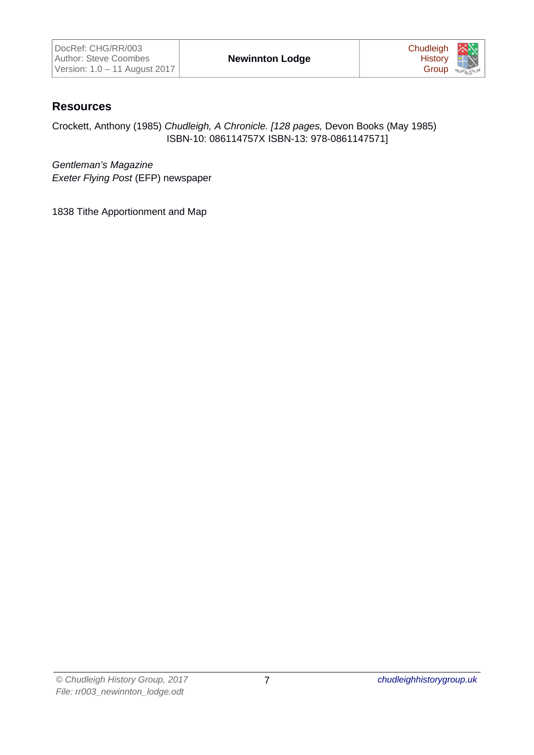## Resources

Crockett, Anthony (1985) *Chudleigh, A Chronicle. [128 pages,* Devon Books (May 1985) ISBN-10: 086114757X ISBN-13: 978-0861147571]

*Gentleman's Magazine*
*Exeter Flying Post* (EFP) newspaper

1838 Tithe Apportionment and Map